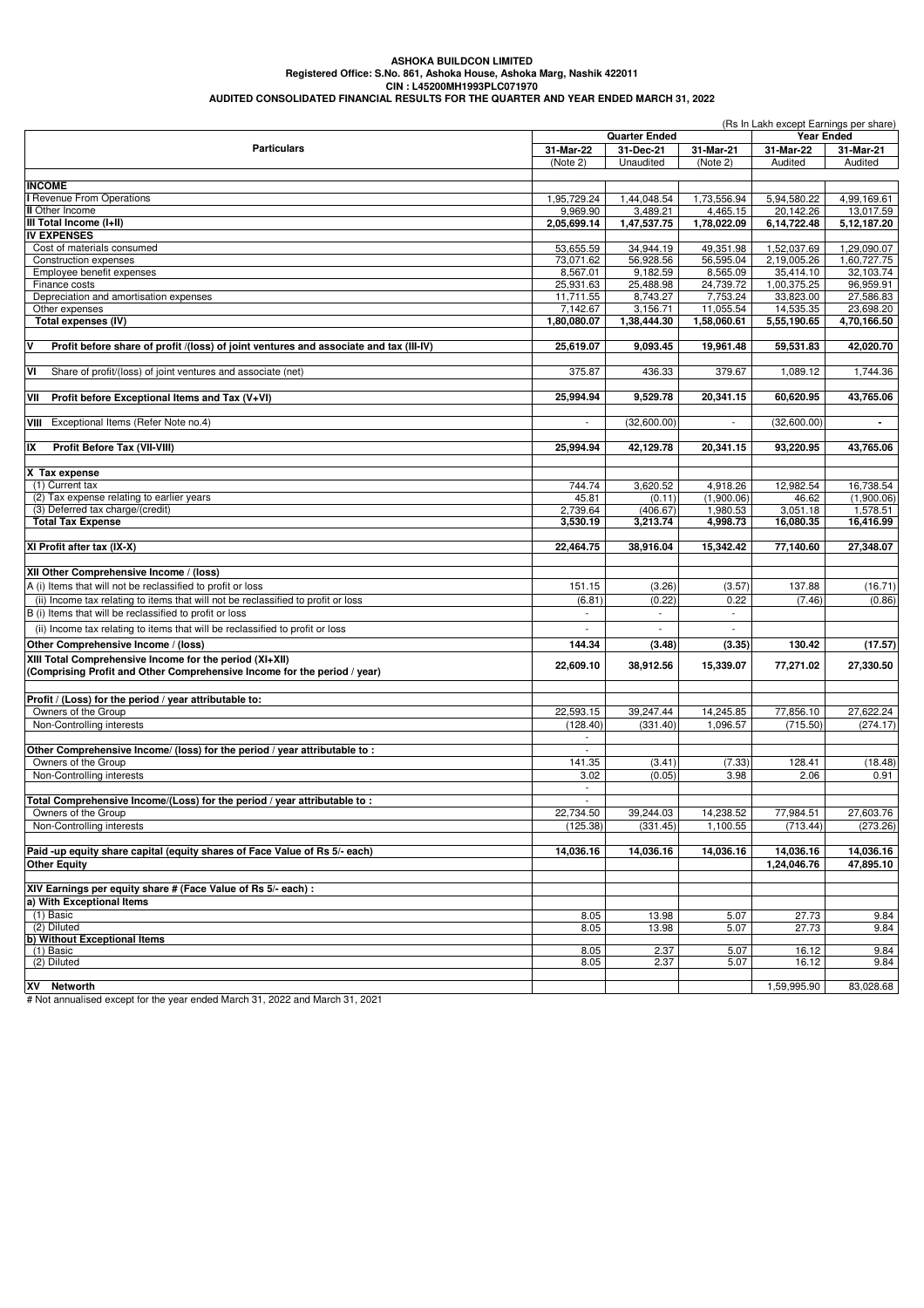**ASHOKA BUILDCON LIMITED**
**Registered Office: S.No. 861, Ashoka House, Ashoka Marg, Nashik 422011**
**CIN : L45200MH1993PLC071970**
**AUDITED CONSOLIDATED FINANCIAL RESULTS FOR THE QUARTER AND YEAR ENDED MARCH 31, 2022**

(Rs In Lakh except Earnings per share)

| Particulars | Quarter Ended | | | Year Ended | |
|---|---|---|---|---|---|
| | 31-Mar-22 | 31-Dec-21 | 31-Mar-21 | 31-Mar-22 | 31-Mar-21 |
| | (Note 2) | Unaudited | (Note 2) | Audited | Audited |
| **INCOME** | | | | | |
| **I** Revenue From Operations | 1,95,729.24 | 1,44,048.54 | 1,73,556.94 | 5,94,580.22 | 4,99,169.61 |
| **II** Other Income | 9,969.90 | 3,489.21 | 4,465.15 | 20,142.26 | 13,017.59 |
| **III Total Income (I+II)** | **2,05,699.14** | **1,47,537.75** | **1,78,022.09** | **6,14,722.48** | **5,12,187.20** |
| **IV EXPENSES** | | | | | |
| Cost of materials consumed | 53,655.59 | 34,944.19 | 49,351.98 | 1,52,037.69 | 1,29,090.07 |
| Construction expenses | 73,071.62 | 56,928.56 | 56,595.04 | 2,19,005.26 | 1,60,727.75 |
| Employee benefit expenses | 8,567.01 | 9,182.59 | 8,565.09 | 35,414.10 | 32,103.74 |
| Finance costs | 25,931.63 | 25,488.98 | 24,739.72 | 1,00,375.25 | 96,959.91 |
| Depreciation and amortisation expenses | 11,711.55 | 8,743.27 | 7,753.24 | 33,823.00 | 27,586.83 |
| Other expenses | 7,142.67 | 3,156.71 | 11,055.54 | 14,535.35 | 23,698.20 |
| **Total expenses (IV)** | **1,80,080.07** | **1,38,444.30** | **1,58,060.61** | **5,55,190.65** | **4,70,166.50** |
| **V Profit before share of profit /(loss) of joint ventures and associate and tax (III-IV)** | **25,619.07** | **9,093.45** | **19,961.48** | **59,531.83** | **42,020.70** |
| **VI** Share of profit/(loss) of joint ventures and associate (net) | 375.87 | 436.33 | 379.67 | 1,089.12 | 1,744.36 |
| **VII Profit before Exceptional Items and Tax (V+VI)** | **25,994.94** | **9,529.78** | **20,341.15** | **60,620.95** | **43,765.06** |
| **VIII** Exceptional Items (Refer Note no.4) | - | (32,600.00) | - | (32,600.00) | **-** |
| **IX Profit Before Tax (VII-VIII)** | **25,994.94** | **42,129.78** | **20,341.15** | **93,220.95** | **43,765.06** |
| **X Tax expense** | | | | | |
| (1) Current tax | 744.74 | 3,620.52 | 4,918.26 | 12,982.54 | 16,738.54 |
| (2) Tax expense relating to earlier years | 45.81 | (0.11) | (1,900.06) | 46.62 | (1,900.06) |
| (3) Deferred tax charge/(credit) | 2,739.64 | (406.67) | 1,980.53 | 3,051.18 | 1,578.51 |
| **Total Tax Expense** | **3,530.19** | **3,213.74** | **4,998.73** | **16,080.35** | **16,416.99** |
| **XI Profit after tax (IX-X)** | **22,464.75** | **38,916.04** | **15,342.42** | **77,140.60** | **27,348.07** |
| **XII Other Comprehensive Income / (loss)** | | | | | |
| A (i) Items that will not be reclassified to profit or loss | 151.15 | (3.26) | (3.57) | 137.88 | (16.71) |
| (ii) Income tax relating to items that will not be reclassified to profit or loss | (6.81) | (0.22) | 0.22 | (7.46) | (0.86) |
| B (i) Items that will be reclassified to profit or loss | - | - | - | | |
| (ii) Income tax relating to items that will be reclassified to profit or loss | - | - | - | | |
| **Other Comprehensive Income / (loss)** | **144.34** | **(3.48)** | **(3.35)** | **130.42** | **(17.57)** |
| **XIII Total Comprehensive Income for the period (XI+XII) (Comprising Profit and Other Comprehensive Income for the period / year)** | **22,609.10** | **38,912.56** | **15,339.07** | **77,271.02** | **27,330.50** |
| **Profit / (Loss) for the period / year attributable to:** | | | | | |
| Owners of the Group | 22,593.15 | 39,247.44 | 14,245.85 | 77,856.10 | 27,622.24 |
| Non-Controlling interests | (128.40) | (331.40) | 1,096.57 | (715.50) | (274.17) |
| | - | | | | |
| **Other Comprehensive Income/ (loss) for the period / year attributable to :** | - | | | | |
| Owners of the Group | 141.35 | (3.41) | (7.33) | 128.41 | (18.48) |
| Non-Controlling interests | 3.02 | (0.05) | 3.98 | 2.06 | 0.91 |
| | - | | | | |
| **Total Comprehensive Income/(Loss) for the period / year attributable to :** | - | | | | |
| Owners of the Group | 22,734.50 | 39,244.03 | 14,238.52 | 77,984.51 | 27,603.76 |
| Non-Controlling interests | (125.38) | (331.45) | 1,100.55 | (713.44) | (273.26) |
| **Paid -up equity share capital (equity shares of Face Value of Rs 5/- each)** | **14,036.16** | **14,036.16** | **14,036.16** | **14,036.16** | **14,036.16** |
| **Other Equity** | | | | **1,24,046.76** | **47,895.10** |
| **XIV Earnings per equity share # (Face Value of Rs 5/- each) :** | | | | | |
| **a) With Exceptional Items** | | | | | |
| (1) Basic | 8.05 | 13.98 | 5.07 | 27.73 | 9.84 |
| (2) Diluted | 8.05 | 13.98 | 5.07 | 27.73 | 9.84 |
| **b) Without Exceptional Items** | | | | | |
| (1) Basic | 8.05 | 2.37 | 5.07 | 16.12 | 9.84 |
| (2) Diluted | 8.05 | 2.37 | 5.07 | 16.12 | 9.84 |
| **XV Networth** | | | | 1,59,995.90 | 83,028.68 |

# Not annualised except for the year ended March 31, 2022 and March 31, 2021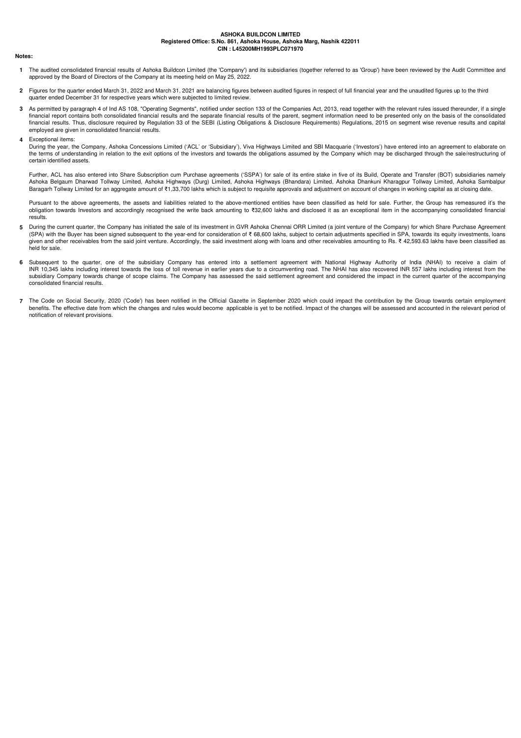**ASHOKA BUILDCON LIMITED**
**Registered Office: S.No. 861, Ashoka House, Ashoka Marg, Nashik 422011**
**CIN : L45200MH1993PLC071970**

**Notes:**

1. The audited consolidated financial results of Ashoka Buildcon Limited (the 'Company') and its subsidiaries (together referred to as 'Group') have been reviewed by the Audit Committee and approved by the Board of Directors of the Company at its meeting held on May 25, 2022.

2. Figures for the quarter ended March 31, 2022 and March 31, 2021 are balancing figures between audited figures in respect of full financial year and the unaudited figures up to the third quarter ended December 31 for respective years which were subjected to limited review.

3. As permitted by paragraph 4 of Ind AS 108, "Operating Segments", notified under section 133 of the Companies Act, 2013, read together with the relevant rules issued thereunder, if a single financial report contains both consolidated financial results and the separate financial results of the parent, segment information need to be presented only on the basis of the consolidated financial results. Thus, disclosure required by Regulation 33 of the SEBI (Listing Obligations & Disclosure Requirements) Regulations, 2015 on segment wise revenue results and capital employed are given in consolidated financial results.

4. Exceptional items:
   During the year, the Company, Ashoka Concessions Limited ('ACL' or 'Subsidiary'), Viva Highways Limited and SBI Macquarie ('Investors') have entered into an agreement to elaborate on the terms of understanding in relation to the exit options of the investors and towards the obligations assumed by the Company which may be discharged through the sale/restructuring of certain identified assets.

   Further, ACL has also entered into Share Subscription cum Purchase agreements ('SSPA') for sale of its entire stake in five of its Build, Operate and Transfer (BOT) subsidiaries namely Ashoka Belgaum Dharwad Tollway Limited, Ashoka Highways (Durg) Limited, Ashoka Highways (Bhandara) Limited, Ashoka Dhankuni Kharagpur Tollway Limited, Ashoka Sambalpur Baragarh Tollway Limited for an aggregate amount of ₹1,33,700 lakhs which is subject to requisite approvals and adjustment on account of changes in working capital as at closing date.

   Pursuant to the above agreements, the assets and liabilities related to the above-mentioned entities have been classified as held for sale. Further, the Group has remeasured it's the obligation towards Investors and accordingly recognised the write back amounting to ₹32,600 lakhs and disclosed it as an exceptional item in the accompanying consolidated financial results.

5. During the current quarter, the Company has initiated the sale of its investment in GVR Ashoka Chennai ORR Limited (a joint venture of the Company) for which Share Purchase Agreement (SPA) with the Buyer has been signed subsequent to the year-end for consideration of ₹ 68,600 lakhs, subject to certain adjustments specified in SPA, towards its equity investments, loans given and other receivables from the said joint venture. Accordingly, the said investment along with loans and other receivables amounting to Rs. ₹ 42,593.63 lakhs have been classified as held for sale.

6. Subsequent to the quarter, one of the subsidiary Company has entered into a settlement agreement with National Highway Authority of India (NHAI) to receive a claim of INR 10,345 lakhs including interest towards the loss of toll revenue in earlier years due to a circumventing road. The NHAI has also recovered INR 557 lakhs including interest from the subsidiary Company towards change of scope claims. The Company has assessed the said settlement agreement and considered the impact in the current quarter of the accompanying consolidated financial results.

7. The Code on Social Security, 2020 ('Code') has been notified in the Official Gazette in September 2020 which could impact the contribution by the Group towards certain employment benefits. The effective date from which the changes and rules would become applicable is yet to be notified. Impact of the changes will be assessed and accounted in the relevant period of notification of relevant provisions.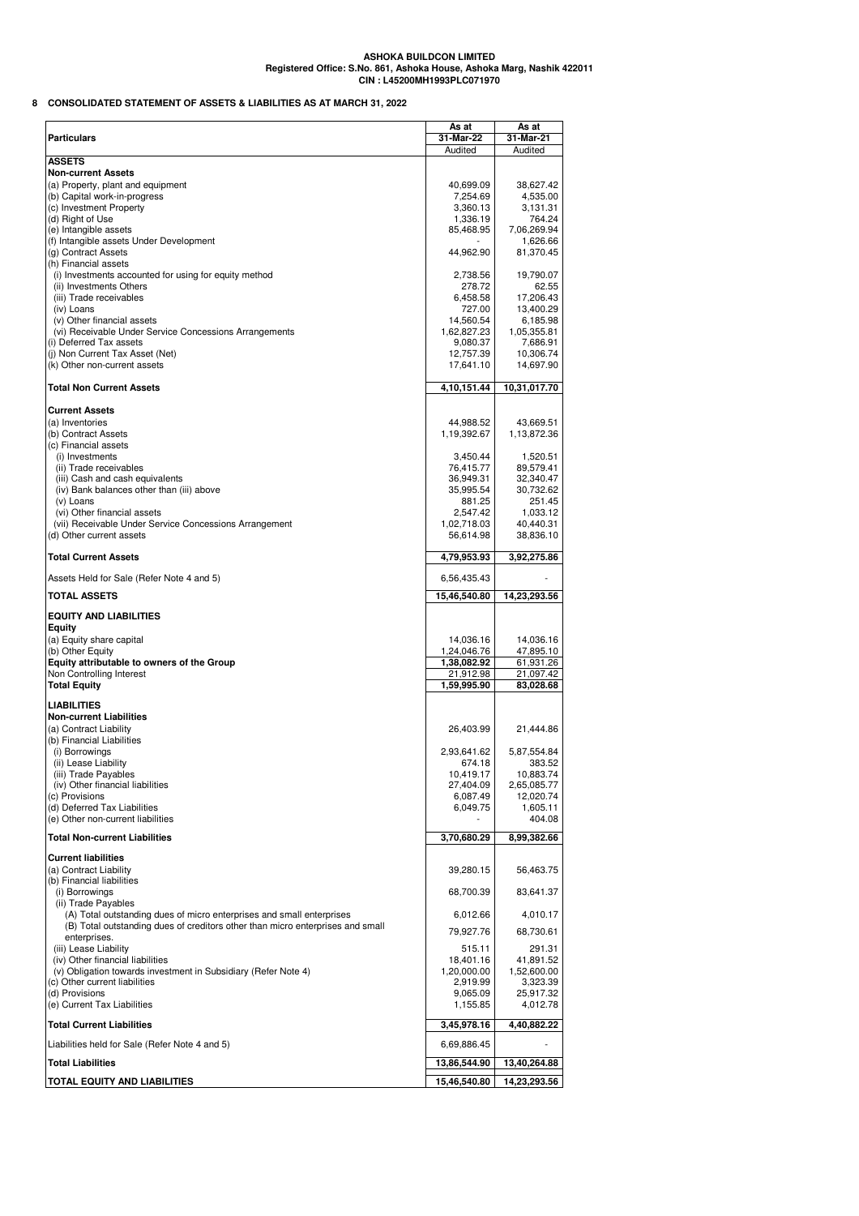**ASHOKA BUILDCON LIMITED**
**Registered Office: S.No. 861, Ashoka House, Ashoka Marg, Nashik 422011**
**CIN : L45200MH1993PLC071970**

## 8 CONSOLIDATED STATEMENT OF ASSETS & LIABILITIES AS AT MARCH 31, 2022

| Particulars | As at 31-Mar-22 | As at 31-Mar-21 |
|---|---|---|
| | Audited | Audited |
| **ASSETS** | | |
| **Non-current Assets** | | |
| (a) Property, plant and equipment | 40,699.09 | 38,627.42 |
| (b) Capital work-in-progress | 7,254.69 | 4,535.00 |
| (c) Investment Property | 3,360.13 | 3,131.31 |
| (d) Right of Use | 1,336.19 | 764.24 |
| (e) Intangible assets | 85,468.95 | 7,06,269.94 |
| (f) Intangible assets Under Development | - | 1,626.66 |
| (g) Contract Assets | 44,962.90 | 81,370.45 |
| (h) Financial assets | | |
| (i) Investments accounted for using for equity method | 2,738.56 | 19,790.07 |
| (ii) Investments Others | 278.72 | 62.55 |
| (iii) Trade receivables | 6,458.58 | 17,206.43 |
| (iv) Loans | 727.00 | 13,400.29 |
| (v) Other financial assets | 14,560.54 | 6,185.98 |
| (vi) Receivable Under Service Concessions Arrangements | 1,62,827.23 | 1,05,355.81 |
| (i) Deferred Tax assets | 9,080.37 | 7,686.91 |
| (j) Non Current Tax Asset (Net) | 12,757.39 | 10,306.74 |
| (k) Other non-current assets | 17,641.10 | 14,697.90 |
| **Total Non Current Assets** | **4,10,151.44** | **10,31,017.70** |
| **Current Assets** | | |
| (a) Inventories | 44,988.52 | 43,669.51 |
| (b) Contract Assets | 1,19,392.67 | 1,13,872.36 |
| (c) Financial assets | | |
| (i) Investments | 3,450.44 | 1,520.51 |
| (ii) Trade receivables | 76,415.77 | 89,579.41 |
| (iii) Cash and cash equivalents | 36,949.31 | 32,340.47 |
| (iv) Bank balances other than (iii) above | 35,995.54 | 30,732.62 |
| (v) Loans | 881.25 | 251.45 |
| (vi) Other financial assets | 2,547.42 | 1,033.12 |
| (vii) Receivable Under Service Concessions Arrangement | 1,02,718.03 | 40,440.31 |
| (d) Other current assets | 56,614.98 | 38,836.10 |
| **Total Current Assets** | **4,79,953.93** | **3,92,275.86** |
| Assets Held for Sale (Refer Note 4 and 5) | 6,56,435.43 | - |
| **TOTAL ASSETS** | **15,46,540.80** | **14,23,293.56** |
| **EQUITY AND LIABILITIES** | | |
| **Equity** | | |
| (a) Equity share capital | 14,036.16 | 14,036.16 |
| (b) Other Equity | 1,24,046.76 | 47,895.10 |
| **Equity attributable to owners of the Group** | **1,38,082.92** | **61,931.26** |
| Non Controlling Interest | 21,912.98 | 21,097.42 |
| **Total Equity** | **1,59,995.90** | **83,028.68** |
| **LIABILITIES** | | |
| **Non-current Liabilities** | | |
| (a) Contract Liability | 26,403.99 | 21,444.86 |
| (b) Financial Liabilities | | |
| (i) Borrowings | 2,93,641.62 | 5,87,554.84 |
| (ii) Lease Liability | 674.18 | 383.52 |
| (iii) Trade Payables | 10,419.17 | 10,883.74 |
| (iv) Other financial liabilities | 27,404.09 | 2,65,085.77 |
| (c) Provisions | 6,087.49 | 12,020.74 |
| (d) Deferred Tax Liabilities | 6,049.75 | 1,605.11 |
| (e) Other non-current liabilities | - | 404.08 |
| **Total Non-current Liabilities** | **3,70,680.29** | **8,99,382.66** |
| **Current liabilities** | | |
| (a) Contract Liability | 39,280.15 | 56,463.75 |
| (b) Financial liabilities | | |
| (i) Borrowings | 68,700.39 | 83,641.37 |
| (ii) Trade Payables | | |
| (A) Total outstanding dues of micro enterprises and small enterprises | 6,012.66 | 4,010.17 |
| (B) Total outstanding dues of creditors other than micro enterprises and small enterprises. | 79,927.76 | 68,730.61 |
| (iii) Lease Liability | 515.11 | 291.31 |
| (iv) Other financial liabilities | 18,401.16 | 41,891.52 |
| (v) Obligation towards investment in Subsidiary (Refer Note 4) | 1,20,000.00 | 1,52,600.00 |
| (c) Other current liabilities | 2,919.99 | 3,323.39 |
| (d) Provisions | 9,065.09 | 25,917.32 |
| (e) Current Tax Liabilities | 1,155.85 | 4,012.78 |
| **Total Current Liabilities** | **3,45,978.16** | **4,40,882.22** |
| Liabilities held for Sale (Refer Note 4 and 5) | 6,69,886.45 | - |
| **Total Liabilities** | **13,86,544.90** | **13,40,264.88** |
| **TOTAL EQUITY AND LIABILITIES** | **15,46,540.80** | **14,23,293.56** |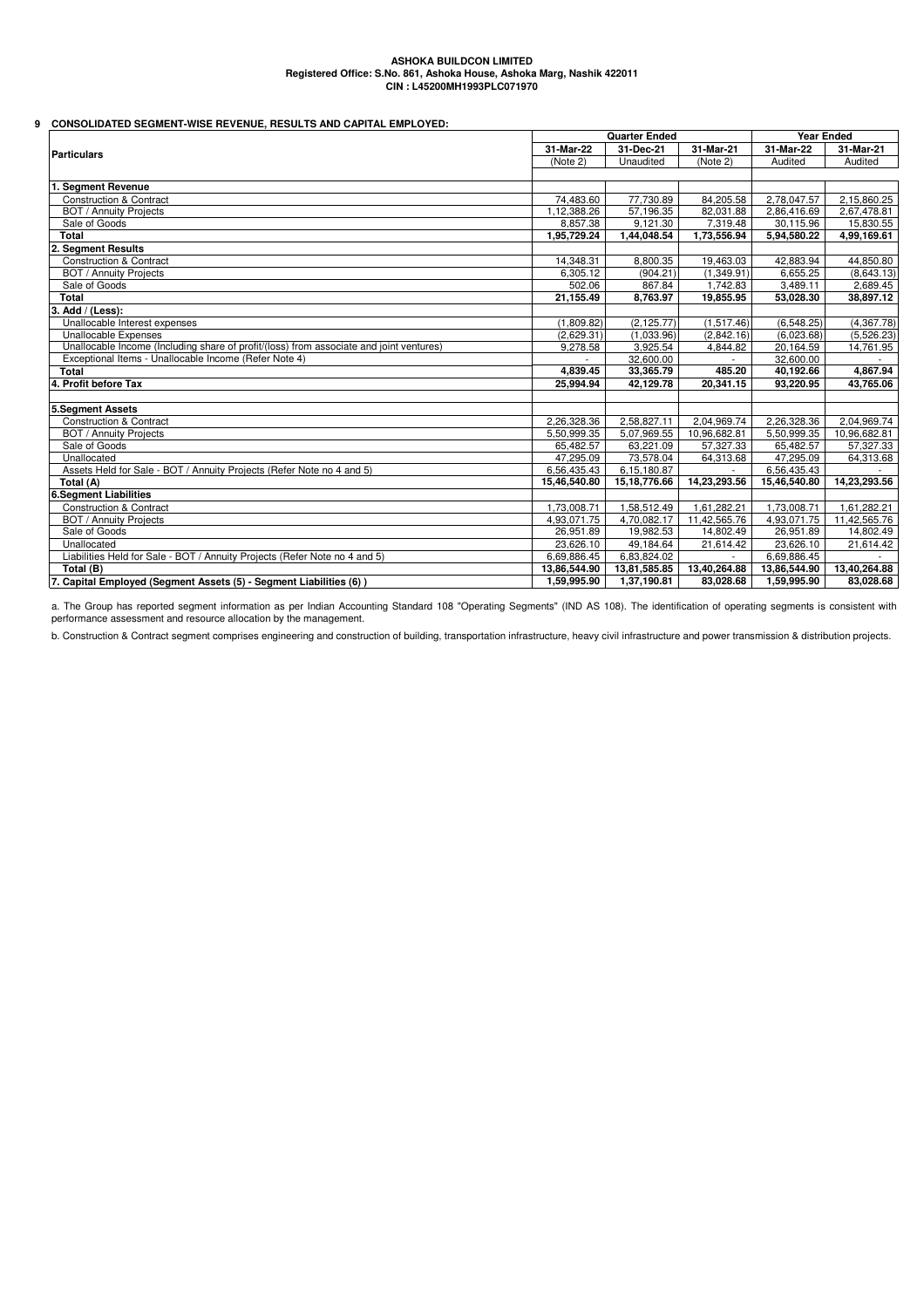**ASHOKA BUILDCON LIMITED**
**Registered Office: S.No. 861, Ashoka House, Ashoka Marg, Nashik 422011**
**CIN : L45200MH1993PLC071970**

## 9 CONSOLIDATED SEGMENT-WISE REVENUE, RESULTS AND CAPITAL EMPLOYED:

| Particulars | Quarter Ended | | | Year Ended | |
|---|---|---|---|---|---|
| | 31-Mar-22 | 31-Dec-21 | 31-Mar-21 | 31-Mar-22 | 31-Mar-21 |
| | (Note 2) | Unaudited | (Note 2) | Audited | Audited |
| **1. Segment Revenue** | | | | | |
| Construction & Contract | 74,483.60 | 77,730.89 | 84,205.58 | 2,78,047.57 | 2,15,860.25 |
| BOT / Annuity Projects | 1,12,388.26 | 57,196.35 | 82,031.88 | 2,86,416.69 | 2,67,478.81 |
| Sale of Goods | 8,857.38 | 9,121.30 | 7,319.48 | 30,115.96 | 15,830.55 |
| **Total** | **1,95,729.24** | **1,44,048.54** | **1,73,556.94** | **5,94,580.22** | **4,99,169.61** |
| **2. Segment Results** | | | | | |
| Construction & Contract | 14,348.31 | 8,800.35 | 19,463.03 | 42,883.94 | 44,850.80 |
| BOT / Annuity Projects | 6,305.12 | (904.21) | (1,349.91) | 6,655.25 | (8,643.13) |
| Sale of Goods | 502.06 | 867.84 | 1,742.83 | 3,489.11 | 2,689.45 |
| **Total** | **21,155.49** | **8,763.97** | **19,855.95** | **53,028.30** | **38,897.12** |
| **3. Add / (Less):** | | | | | |
| Unallocable Interest expenses | (1,809.82) | (2,125.77) | (1,517.46) | (6,548.25) | (4,367.78) |
| Unallocable Expenses | (2,629.31) | (1,033.96) | (2,842.16) | (6,023.68) | (5,526.23) |
| Unallocable Income (Including share of profit/(loss) from associate and joint ventures) | 9,278.58 | 3,925.54 | 4,844.82 | 20,164.59 | 14,761.95 |
| Exceptional Items - Unallocable Income (Refer Note 4) | - | 32,600.00 | - | 32,600.00 | - |
| **Total** | **4,839.45** | **33,365.79** | **485.20** | **40,192.66** | **4,867.94** |
| **4. Profit before Tax** | **25,994.94** | **42,129.78** | **20,341.15** | **93,220.95** | **43,765.06** |
| **5.Segment Assets** | | | | | |
| Construction & Contract | 2,26,328.36 | 2,58,827.11 | 2,04,969.74 | 2,26,328.36 | 2,04,969.74 |
| BOT / Annuity Projects | 5,50,999.35 | 5,07,969.55 | 10,96,682.81 | 5,50,999.35 | 10,96,682.81 |
| Sale of Goods | 65,482.57 | 63,221.09 | 57,327.33 | 65,482.57 | 57,327.33 |
| Unallocated | 47,295.09 | 73,578.04 | 64,313.68 | 47,295.09 | 64,313.68 |
| Assets Held for Sale - BOT / Annuity Projects (Refer Note no 4 and 5) | 6,56,435.43 | 6,15,180.87 | - | 6,56,435.43 | - |
| **Total (A)** | **15,46,540.80** | **15,18,776.66** | **14,23,293.56** | **15,46,540.80** | **14,23,293.56** |
| **6.Segment Liabilities** | | | | | |
| Construction & Contract | 1,73,008.71 | 1,58,512.49 | 1,61,282.21 | 1,73,008.71 | 1,61,282.21 |
| BOT / Annuity Projects | 4,93,071.75 | 4,70,082.17 | 11,42,565.76 | 4,93,071.75 | 11,42,565.76 |
| Sale of Goods | 26,951.89 | 19,982.53 | 14,802.49 | 26,951.89 | 14,802.49 |
| Unallocated | 23,626.10 | 49,184.64 | 21,614.42 | 23,626.10 | 21,614.42 |
| Liabilities Held for Sale - BOT / Annuity Projects (Refer Note no 4 and 5) | 6,69,886.45 | 6,83,824.02 | - | 6,69,886.45 | - |
| **Total (B)** | **13,86,544.90** | **13,81,585.85** | **13,40,264.88** | **13,86,544.90** | **13,40,264.88** |
| **7. Capital Employed (Segment Assets (5) - Segment Liabilities (6) )** | **1,59,995.90** | **1,37,190.81** | **83,028.68** | **1,59,995.90** | **83,028.68** |

a. The Group has reported segment information as per Indian Accounting Standard 108 "Operating Segments" (IND AS 108). The identification of operating segments is consistent with performance assessment and resource allocation by the management.

b. Construction & Contract segment comprises engineering and construction of building, transportation infrastructure, heavy civil infrastructure and power transmission & distribution projects.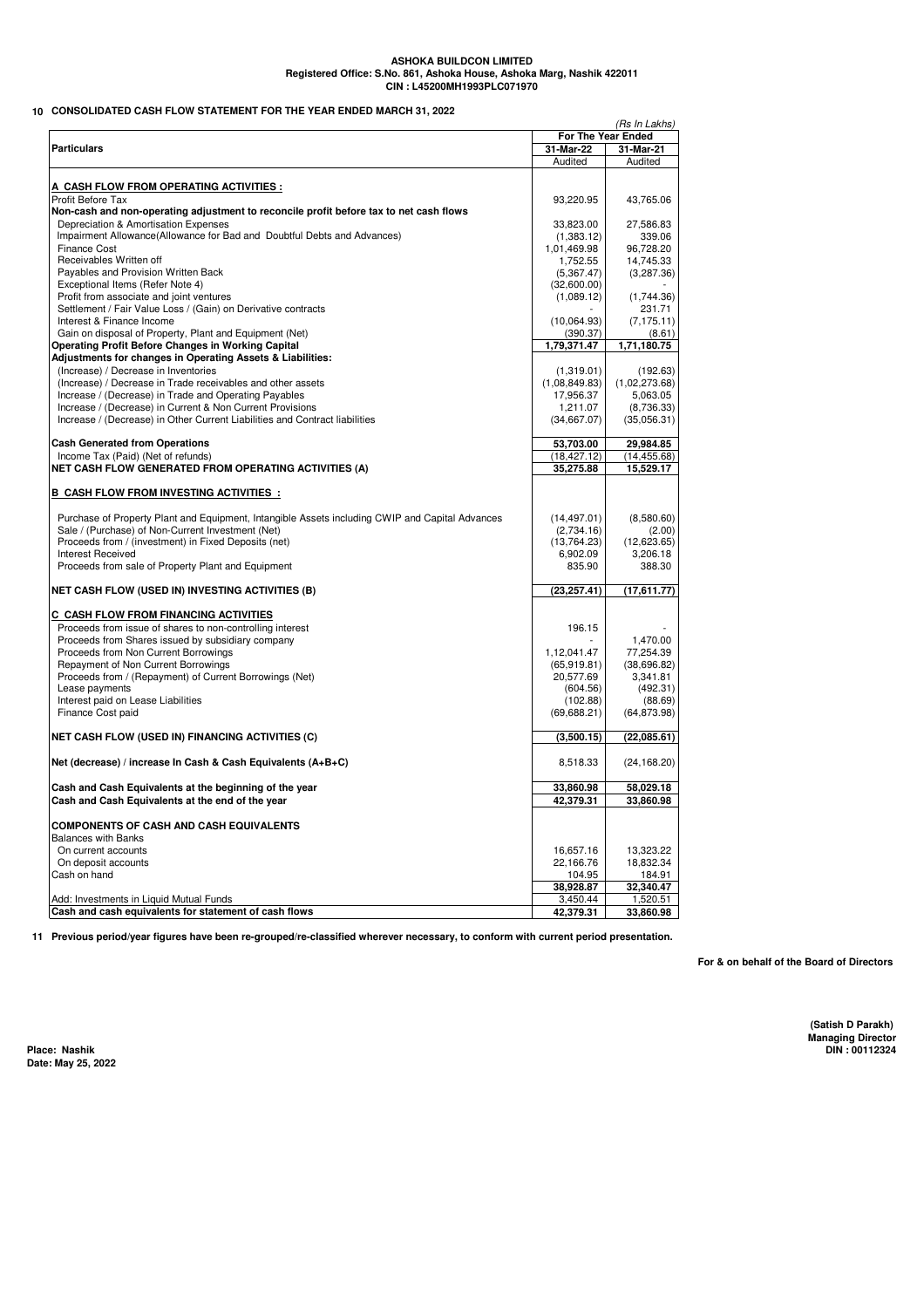**ASHOKA BUILDCON LIMITED**
**Registered Office: S.No. 861, Ashoka House, Ashoka Marg, Nashik 422011**
**CIN : L45200MH1993PLC071970**

**10 CONSOLIDATED CASH FLOW STATEMENT FOR THE YEAR ENDED MARCH 31, 2022**

*(Rs In Lakhs)*

| Particulars | For The Year Ended | |
|---|---|---|
| | 31-Mar-22 | 31-Mar-21 |
| | Audited | Audited |
| **A CASH FLOW FROM OPERATING ACTIVITIES :** | | |
| Profit Before Tax | 93,220.95 | 43,765.06 |
| **Non-cash and non-operating adjustment to reconcile profit before tax to net cash flows** | | |
| Depreciation & Amortisation Expenses | 33,823.00 | 27,586.83 |
| Impairment Allowance(Allowance for Bad and Doubtful Debts and Advances) | (1,383.12) | 339.06 |
| Finance Cost | 1,01,469.98 | 96,728.20 |
| Receivables Written off | 1,752.55 | 14,745.33 |
| Payables and Provision Written Back | (5,367.47) | (3,287.36) |
| Exceptional Items (Refer Note 4) | (32,600.00) | - |
| Profit from associate and joint ventures | (1,089.12) | (1,744.36) |
| Settlement / Fair Value Loss / (Gain) on Derivative contracts | - | 231.71 |
| Interest & Finance Income | (10,064.93) | (7,175.11) |
| Gain on disposal of Property, Plant and Equipment (Net) | (390.37) | (8.61) |
| **Operating Profit Before Changes in Working Capital** | **1,79,371.47** | **1,71,180.75** |
| **Adjustments for changes in Operating Assets & Liabilities:** | | |
| (Increase) / Decrease in Inventories | (1,319.01) | (192.63) |
| (Increase) / Decrease in Trade receivables and other assets | (1,08,849.83) | (1,02,273.68) |
| Increase / (Decrease) in Trade and Operating Payables | 17,956.37 | 5,063.05 |
| Increase / (Decrease) in Current & Non Current Provisions | 1,211.07 | (8,736.33) |
| Increase / (Decrease) in Other Current Liabilities and Contract liabilities | (34,667.07) | (35,056.31) |
| **Cash Generated from Operations** | **53,703.00** | **29,984.85** |
| Income Tax (Paid) (Net of refunds) | (18,427.12) | (14,455.68) |
| **NET CASH FLOW GENERATED FROM OPERATING ACTIVITIES (A)** | **35,275.88** | **15,529.17** |
| **B CASH FLOW FROM INVESTING ACTIVITIES :** | | |
| Purchase of Property Plant and Equipment, Intangible Assets including CWIP and Capital Advances | (14,497.01) | (8,580.60) |
| Sale / (Purchase) of Non-Current Investment (Net) | (2,734.16) | (2.00) |
| Proceeds from / (investment) in Fixed Deposits (net) | (13,764.23) | (12,623.65) |
| Interest Received | 6,902.09 | 3,206.18 |
| Proceeds from sale of Property Plant and Equipment | 835.90 | 388.30 |
| **NET CASH FLOW (USED IN) INVESTING ACTIVITIES (B)** | **(23,257.41)** | **(17,611.77)** |
| **C CASH FLOW FROM FINANCING ACTIVITIES** | | |
| Proceeds from issue of shares to non-controlling interest | 196.15 | - |
| Proceeds from Shares issued by subsidiary company | - | 1,470.00 |
| Proceeds from Non Current Borrowings | 1,12,041.47 | 77,254.39 |
| Repayment of Non Current Borrowings | (65,919.81) | (38,696.82) |
| Proceeds from / (Repayment) of Current Borrowings (Net) | 20,577.69 | 3,341.81 |
| Lease payments | (604.56) | (492.31) |
| Interest paid on Lease Liabilities | (102.88) | (88.69) |
| Finance Cost paid | (69,688.21) | (64,873.98) |
| **NET CASH FLOW (USED IN) FINANCING ACTIVITIES (C)** | **(3,500.15)** | **(22,085.61)** |
| **Net (decrease) / increase In Cash & Cash Equivalents (A+B+C)** | 8,518.33 | (24,168.20) |
| **Cash and Cash Equivalents at the beginning of the year** | **33,860.98** | **58,029.18** |
| **Cash and Cash Equivalents at the end of the year** | **42,379.31** | **33,860.98** |
| **COMPONENTS OF CASH AND CASH EQUIVALENTS** | | |
| Balances with Banks | | |
| On current accounts | 16,657.16 | 13,323.22 |
| On deposit accounts | 22,166.76 | 18,832.34 |
| Cash on hand | 104.95 | 184.91 |
| | **38,928.87** | **32,340.47** |
| Add: Investments in Liquid Mutual Funds | 3,450.44 | 1,520.51 |
| **Cash and cash equivalents for statement of cash flows** | **42,379.31** | **33,860.98** |

**11 Previous period/year figures have been re-grouped/re-classified wherever necessary, to conform with current period presentation.**

**For & on behalf of the Board of Directors**

**(Satish D Parakh)**
**Managing Director**
**DIN : 00112324**

**Place: Nashik**
**Date: May 25, 2022**